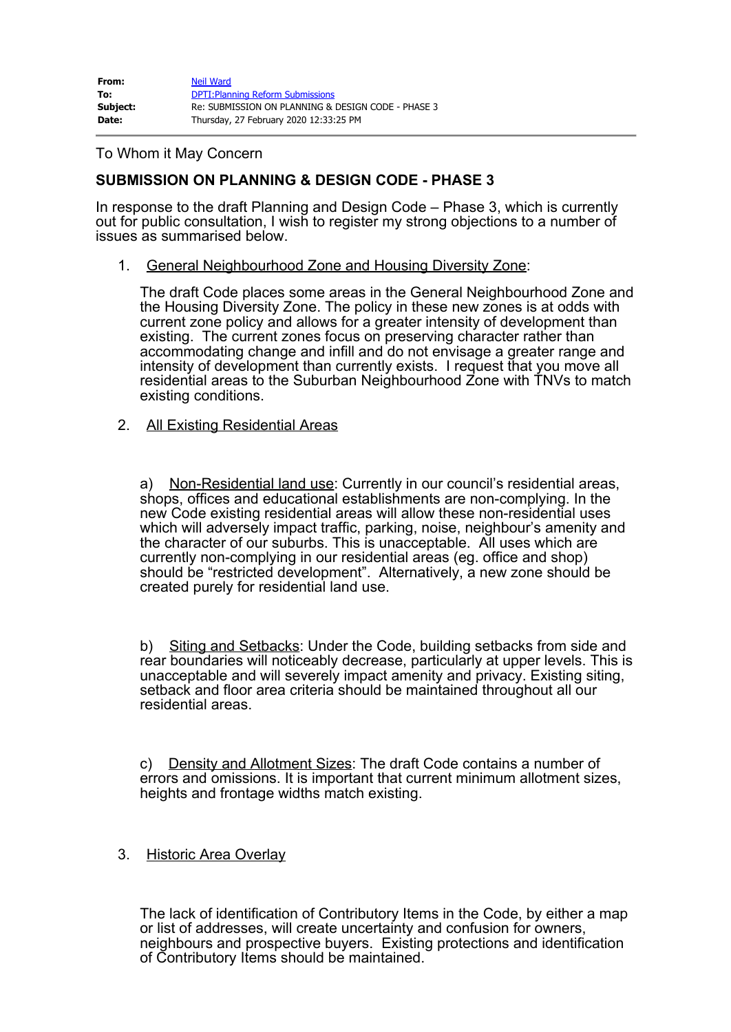|  |  |
|---|---|
| **From:** | Neil Ward |
| **To:** | DPTI:Planning Reform Submissions |
| **Subject:** | Re: SUBMISSION ON PLANNING & DESIGN CODE - PHASE 3 |
| **Date:** | Thursday, 27 February 2020 12:33:25 PM |

---

To Whom it May Concern

**SUBMISSION ON PLANNING & DESIGN CODE - PHASE 3**

In response to the draft Planning and Design Code – Phase 3, which is currently out for public consultation, I wish to register my strong objections to a number of issues as summarised below.

1. General Neighbourhood Zone and Housing Diversity Zone:

   The draft Code places some areas in the General Neighbourhood Zone and the Housing Diversity Zone. The policy in these new zones is at odds with current zone policy and allows for a greater intensity of development than existing. The current zones focus on preserving character rather than accommodating change and infill and do not envisage a greater range and intensity of development than currently exists. I request that you move all residential areas to the Suburban Neighbourhood Zone with TNVs to match existing conditions.

2. All Existing Residential Areas

   a) Non-Residential land use: Currently in our council's residential areas, shops, offices and educational establishments are non-complying. In the new Code existing residential areas will allow these non-residential uses which will adversely impact traffic, parking, noise, neighbour's amenity and the character of our suburbs. This is unacceptable. All uses which are currently non-complying in our residential areas (eg. office and shop) should be "restricted development". Alternatively, a new zone should be created purely for residential land use.

   b) Siting and Setbacks: Under the Code, building setbacks from side and rear boundaries will noticeably decrease, particularly at upper levels. This is unacceptable and will severely impact amenity and privacy. Existing siting, setback and floor area criteria should be maintained throughout all our residential areas.

   c) Density and Allotment Sizes: The draft Code contains a number of errors and omissions. It is important that current minimum allotment sizes, heights and frontage widths match existing.

3. Historic Area Overlay

   The lack of identification of Contributory Items in the Code, by either a map or list of addresses, will create uncertainty and confusion for owners, neighbours and prospective buyers. Existing protections and identification of Contributory Items should be maintained.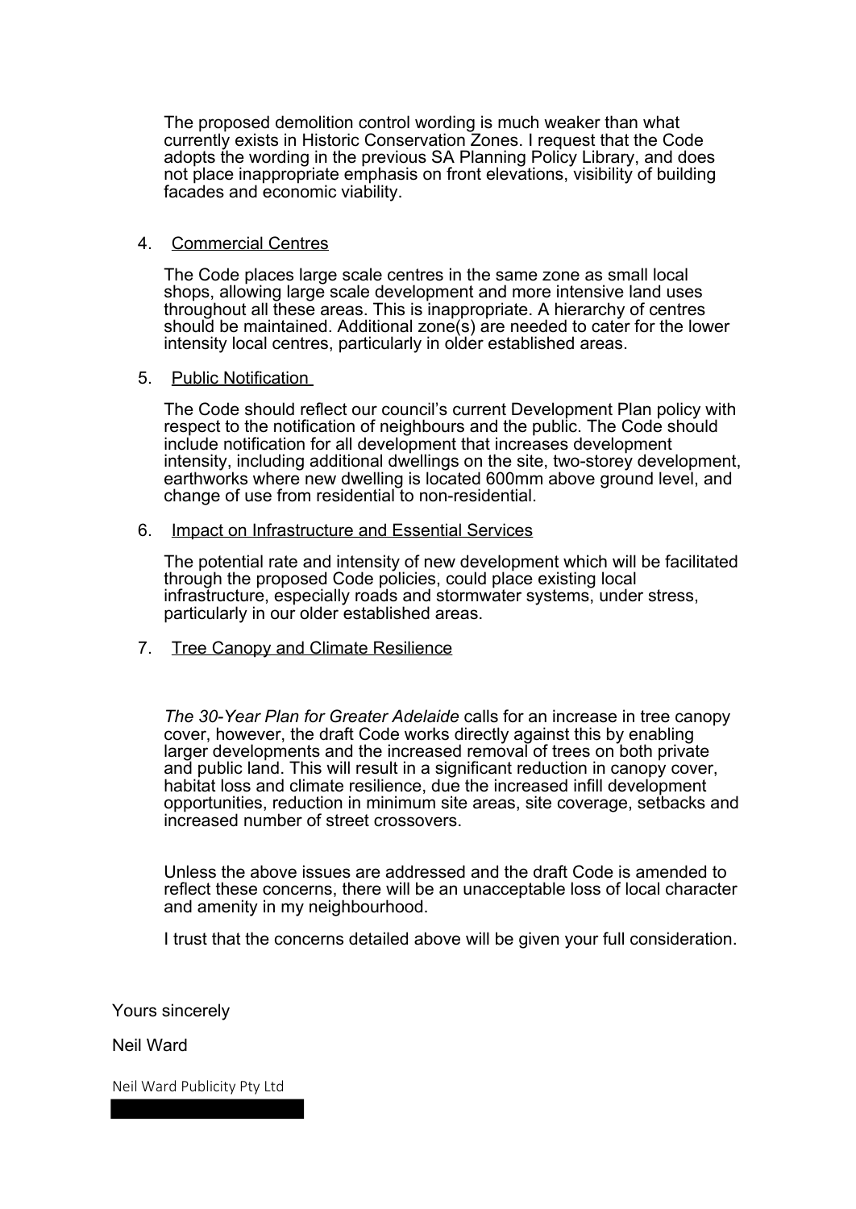The proposed demolition control wording is much weaker than what currently exists in Historic Conservation Zones. I request that the Code adopts the wording in the previous SA Planning Policy Library, and does not place inappropriate emphasis on front elevations, visibility of building facades and economic viability.

4. <u>Commercial Centres</u>

   The Code places large scale centres in the same zone as small local shops, allowing large scale development and more intensive land uses throughout all these areas. This is inappropriate. A hierarchy of centres should be maintained. Additional zone(s) are needed to cater for the lower intensity local centres, particularly in older established areas.

5. <u>Public Notification</u>

   The Code should reflect our council's current Development Plan policy with respect to the notification of neighbours and the public. The Code should include notification for all development that increases development intensity, including additional dwellings on the site, two-storey development, earthworks where new dwelling is located 600mm above ground level, and change of use from residential to non-residential.

6. <u>Impact on Infrastructure and Essential Services</u>

   The potential rate and intensity of new development which will be facilitated through the proposed Code policies, could place existing local infrastructure, especially roads and stormwater systems, under stress, particularly in our older established areas.

7. <u>Tree Canopy and Climate Resilience</u>

   *The 30-Year Plan for Greater Adelaide* calls for an increase in tree canopy cover, however, the draft Code works directly against this by enabling larger developments and the increased removal of trees on both private and public land. This will result in a significant reduction in canopy cover, habitat loss and climate resilience, due the increased infill development opportunities, reduction in minimum site areas, site coverage, setbacks and increased number of street crossovers.

Unless the above issues are addressed and the draft Code is amended to reflect these concerns, there will be an unacceptable loss of local character and amenity in my neighbourhood.

I trust that the concerns detailed above will be given your full consideration.

Yours sincerely

Neil Ward

Neil Ward Publicity Pty Ltd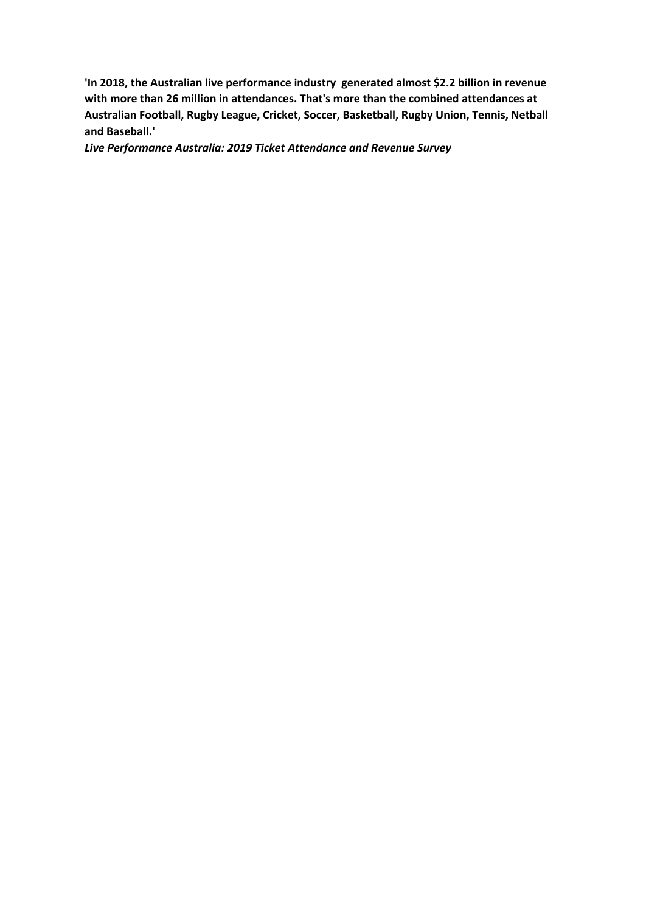**'In 2018, the Australian live performance industry  generated almost $2.2 billion in revenue with more than 26 million in attendances. That's more than the combined attendances at Australian Football, Rugby League, Cricket, Soccer, Basketball, Rugby Union, Tennis, Netball and Baseball.'**

***Live Performance Australia: 2019 Ticket Attendance and Revenue Survey***